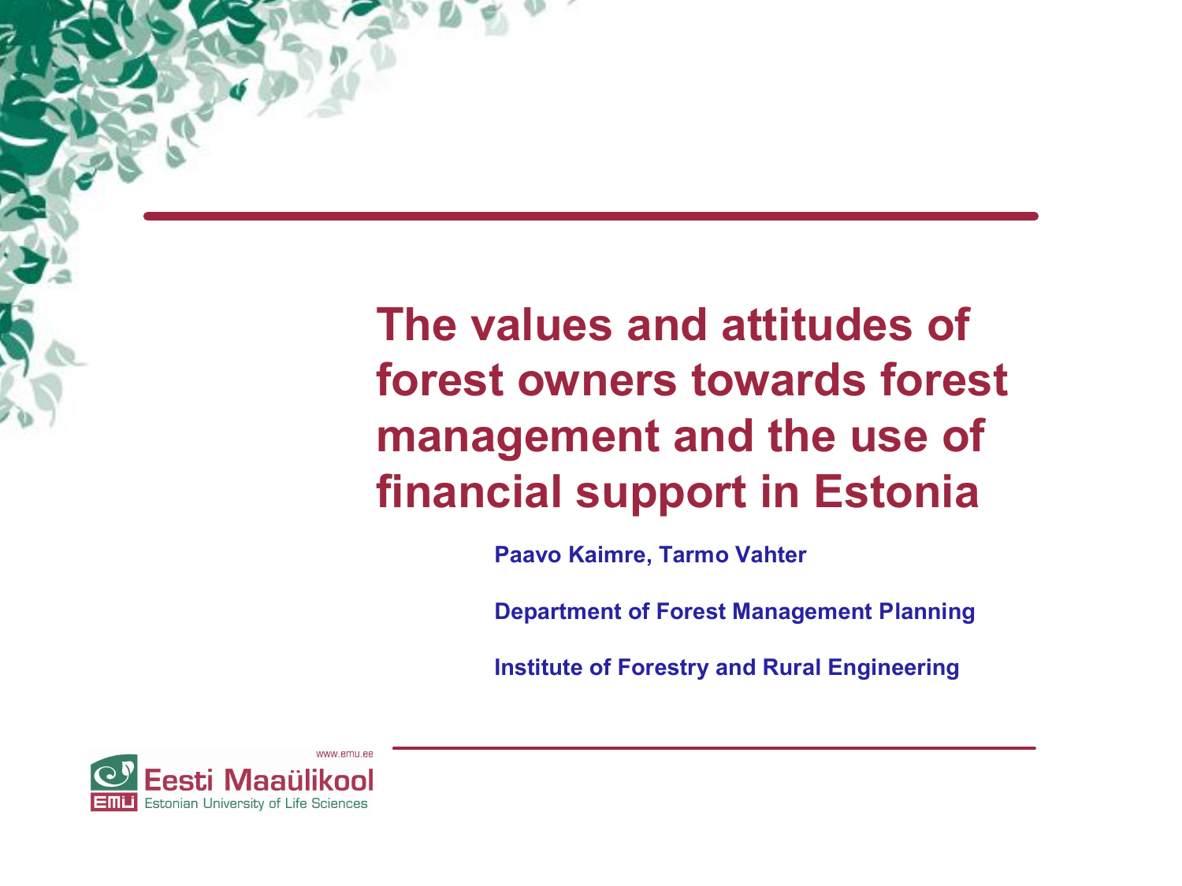# The values and attitudes of forest owners towards forest management and the use of financial support in Estonia

**Paavo Kaimre, Tarmo Vahter**

**Department of Forest Management Planning**

**Institute of Forestry and Rural Engineering**

www.emu.ee

Eesti Maaülikool

Estonian University of Life Sciences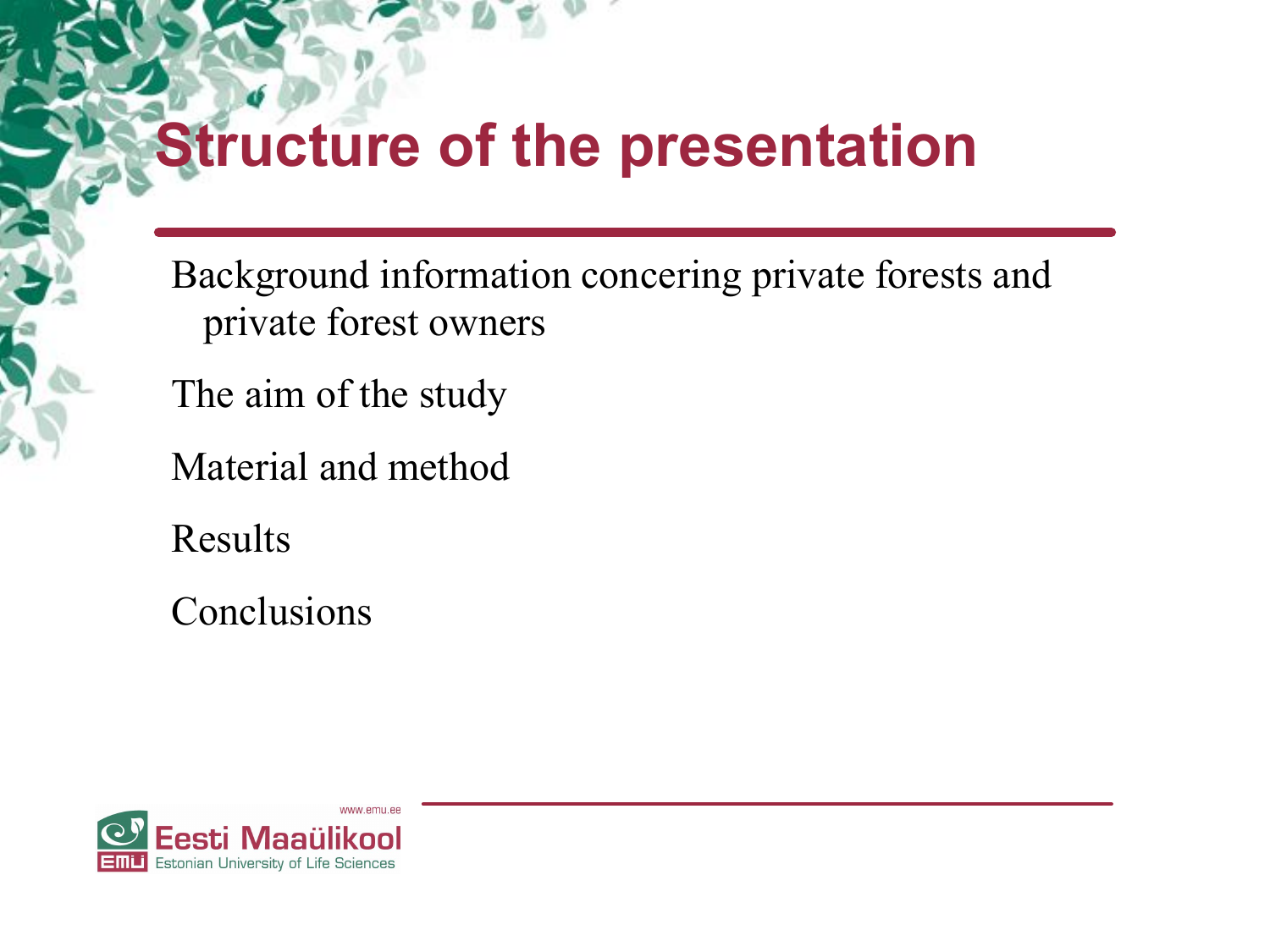# Structure of the presentation

Background information concering private forests and private forest owners

The aim of the study

Material and method

Results

Conclusions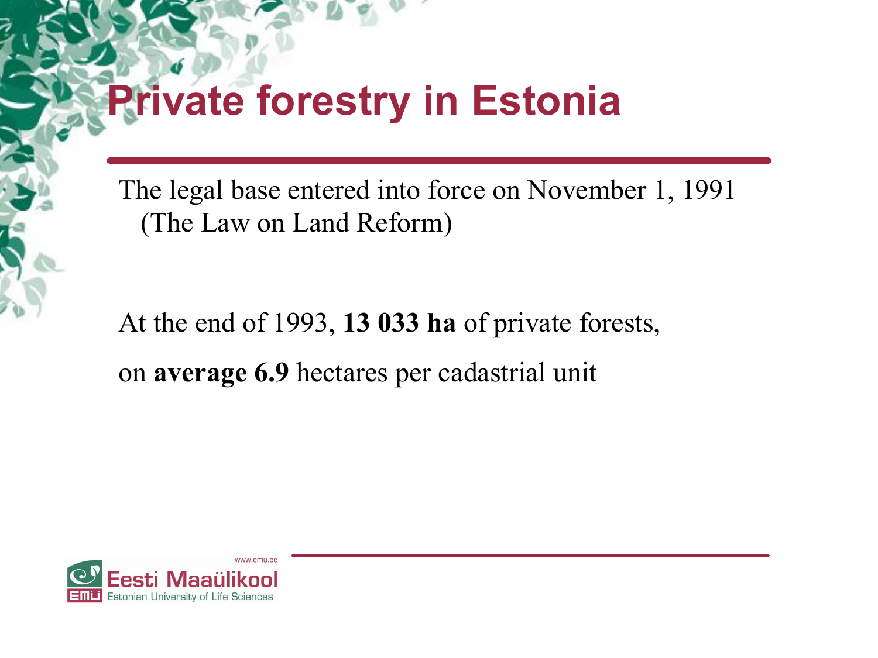# Private forestry in Estonia

The legal base entered into force on November 1, 1991 (The Law on Land Reform)

At the end of 1993, **13 033 ha** of private forests,

on **average 6.9** hectares per cadastrial unit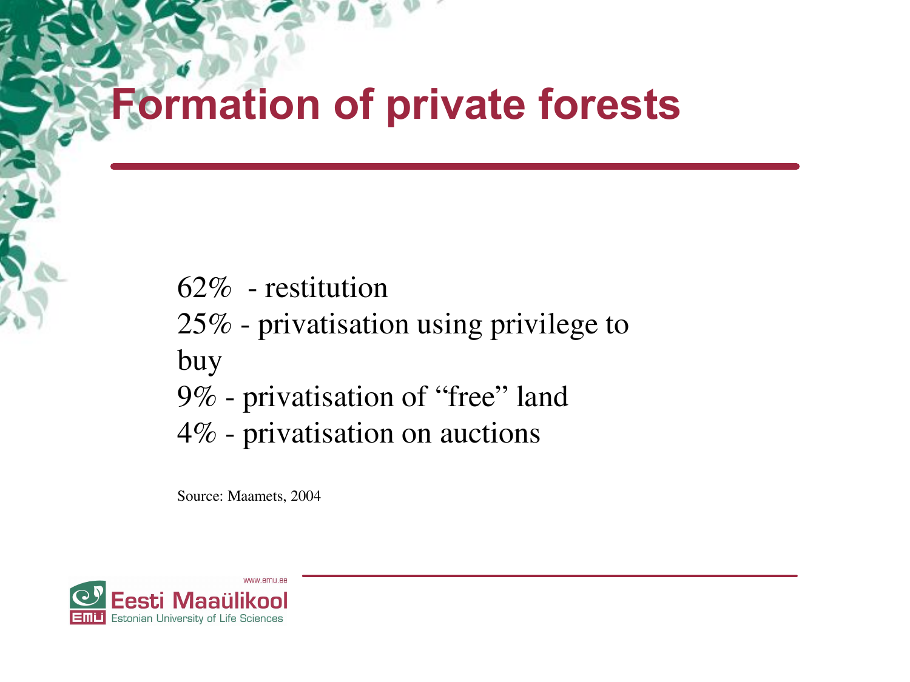# Formation of private forests

62% - restitution
25% - privatisation using privilege to buy
9% - privatisation of “free” land
4% - privatisation on auctions

Source: Maamets, 2004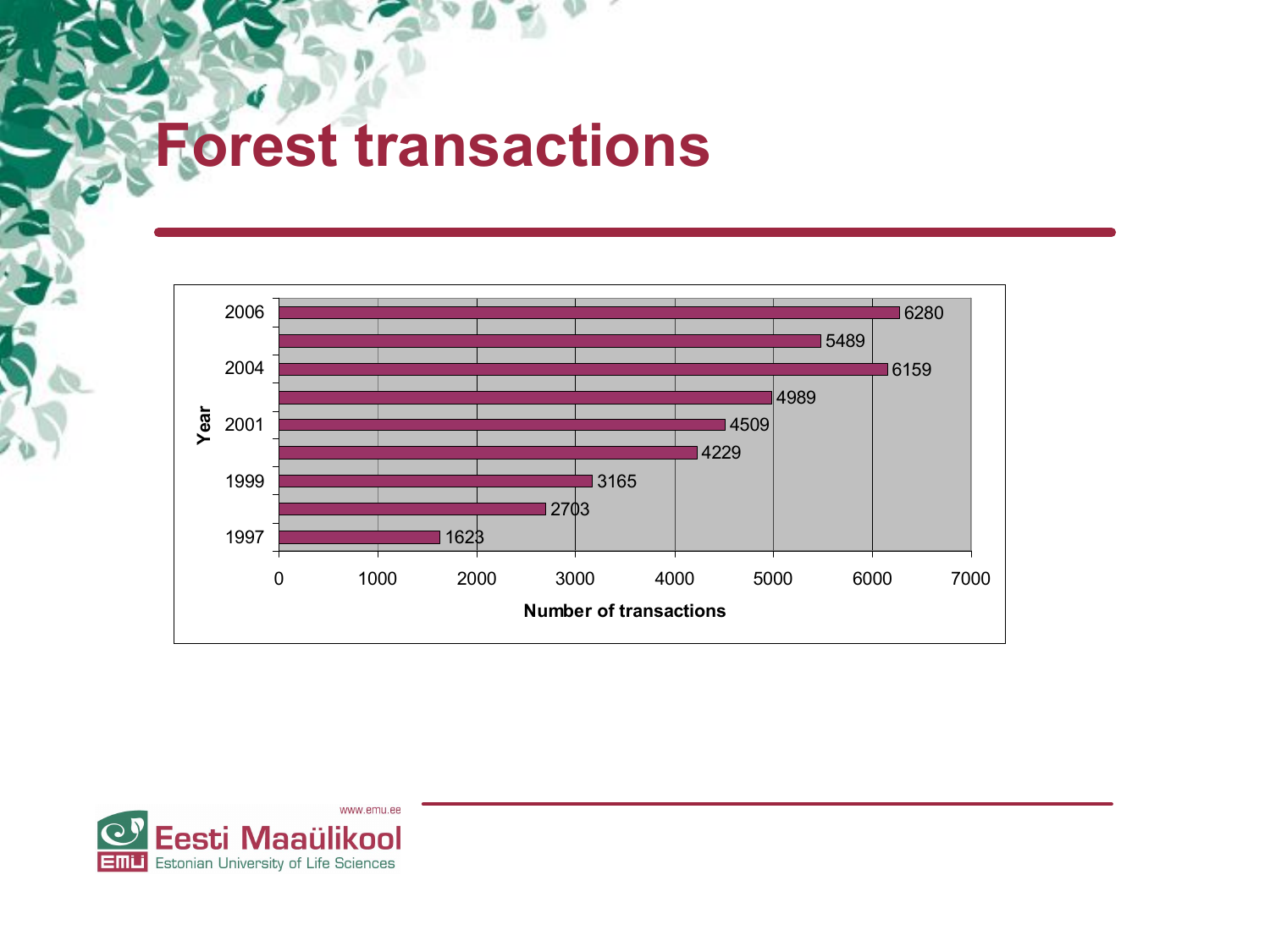# Forest transactions

| Year | Number of transactions |
|---|---|
| 2006 | 6280 |
| | 5489 |
| 2004 | 6159 |
| | 4989 |
| 2001 | 4509 |
| | 4229 |
| 1999 | 3165 |
| | 2703 |
| 1997 | 1623 |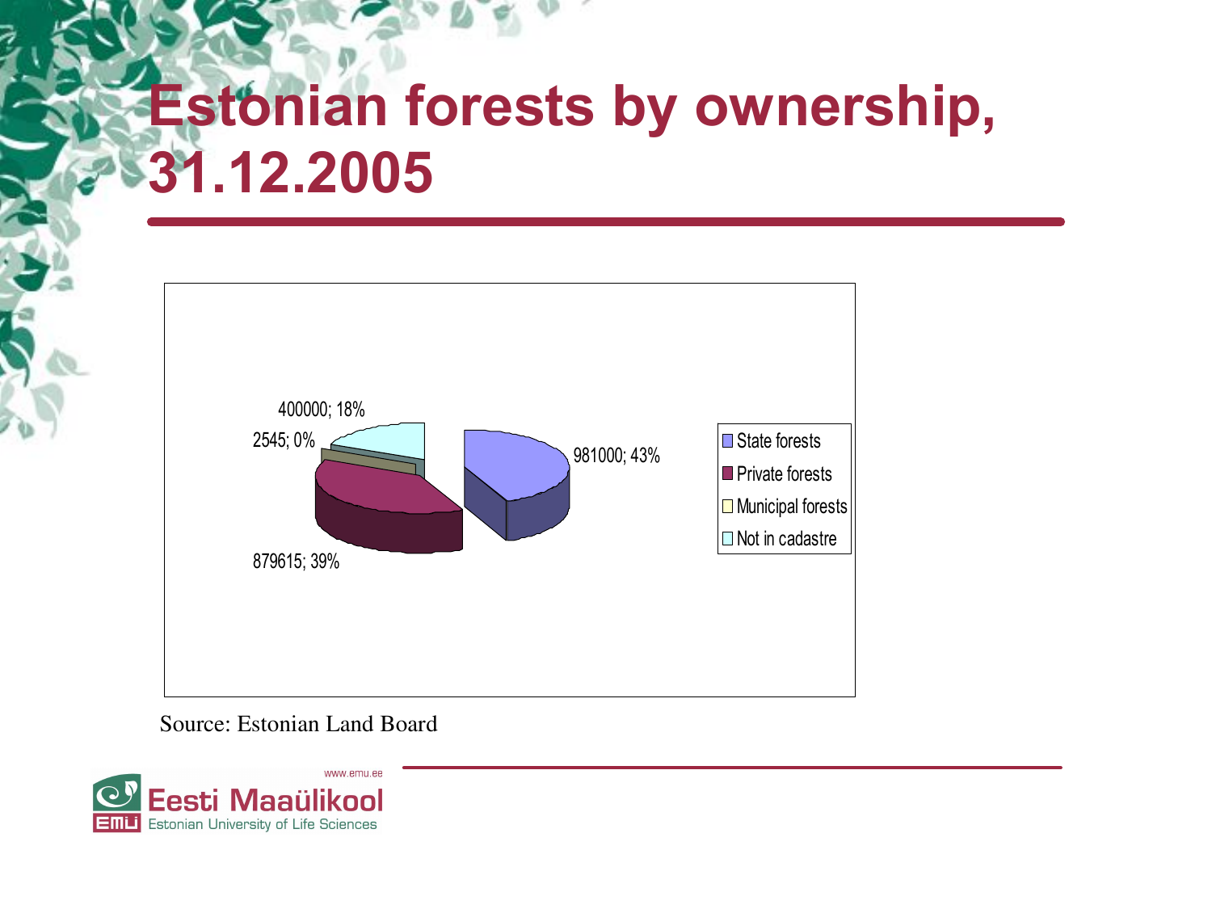# Estonian forests by ownership, 31.12.2005

| Ownership | Value | Share |
| --- | --- | --- |
| State forests | 981000 | 43% |
| Private forests | 879615 | 39% |
| Municipal forests | 2545 | 0% |
| Not in cadastre | 400000 | 18% |

Source: Estonian Land Board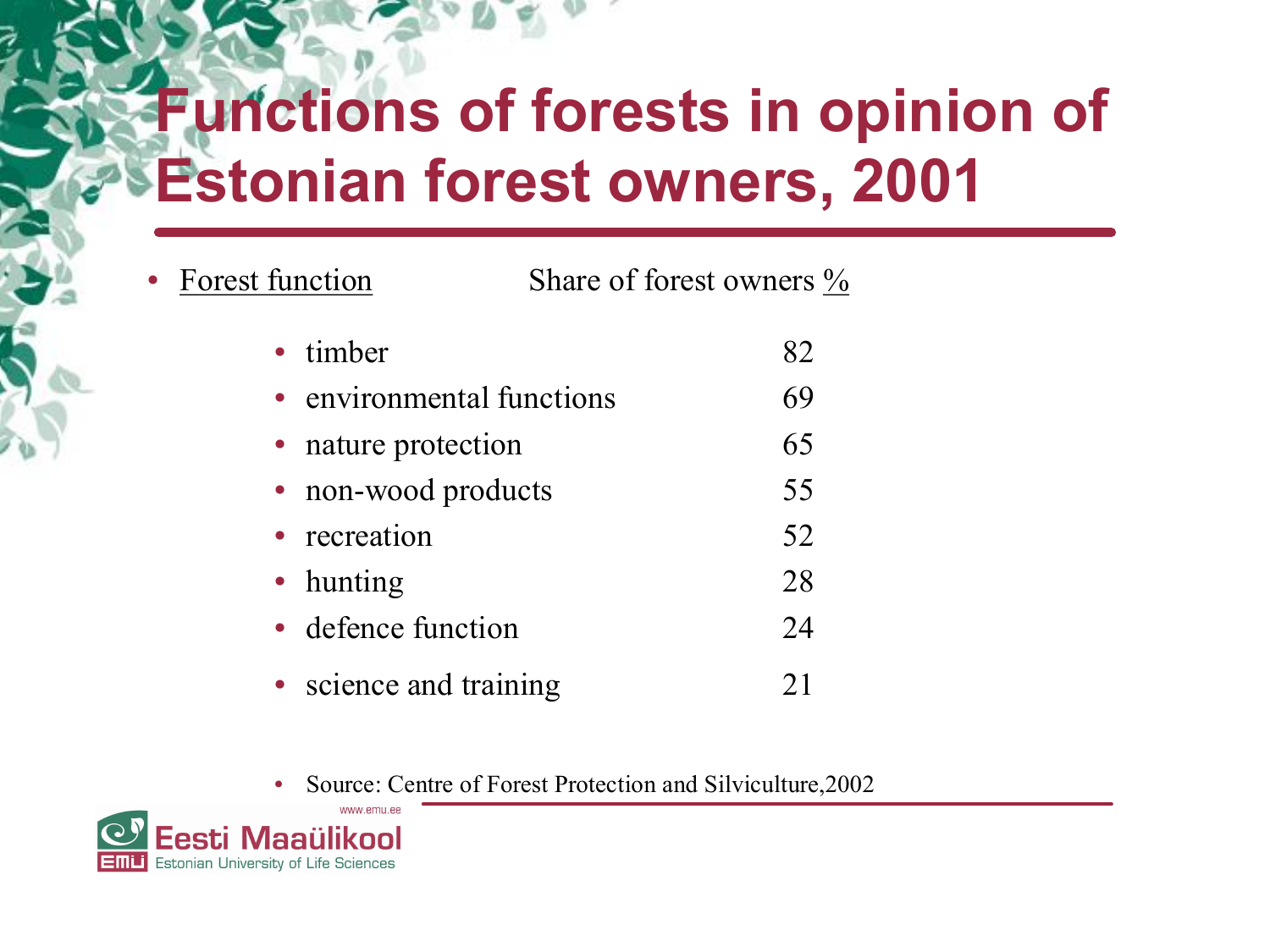# Functions of forests in opinion of Estonian forest owners, 2001

| Forest function | Share of forest owners % |
| --- | --- |
| timber | 82 |
| environmental functions | 69 |
| nature protection | 65 |
| non-wood products | 55 |
| recreation | 52 |
| hunting | 28 |
| defence function | 24 |
| science and training | 21 |

- Source: Centre of Forest Protection and Silviculture,2002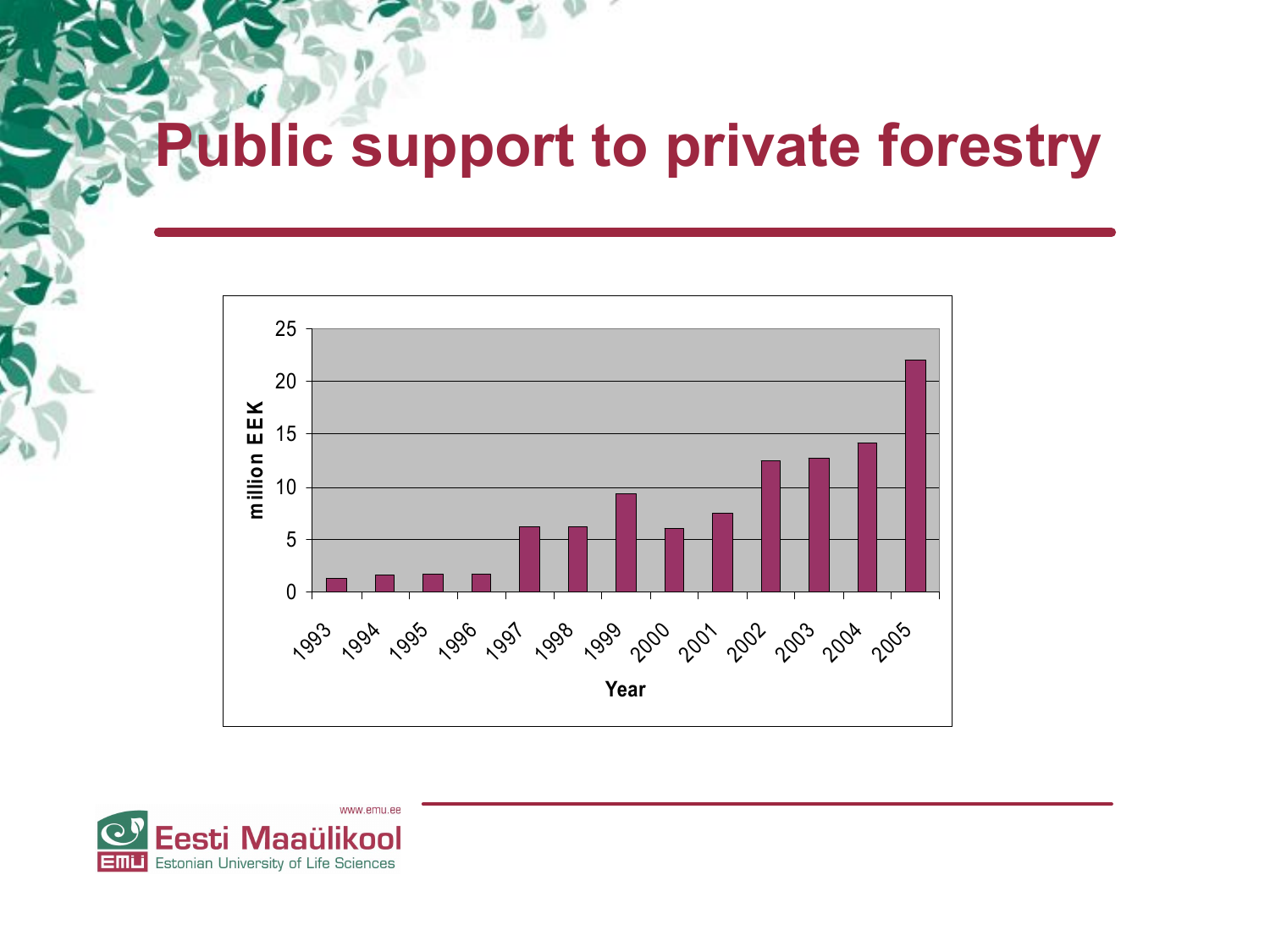# Public support to private forestry

| Year | million EEK |
|---|---|
| 1993 | 1.3 |
| 1994 | 1.6 |
| 1995 | 1.7 |
| 1996 | 1.7 |
| 1997 | 6.2 |
| 1998 | 6.2 |
| 1999 | 9.3 |
| 2000 | 6.0 |
| 2001 | 7.5 |
| 2002 | 12.5 |
| 2003 | 12.7 |
| 2004 | 14.1 |
| 2005 | 22.0 |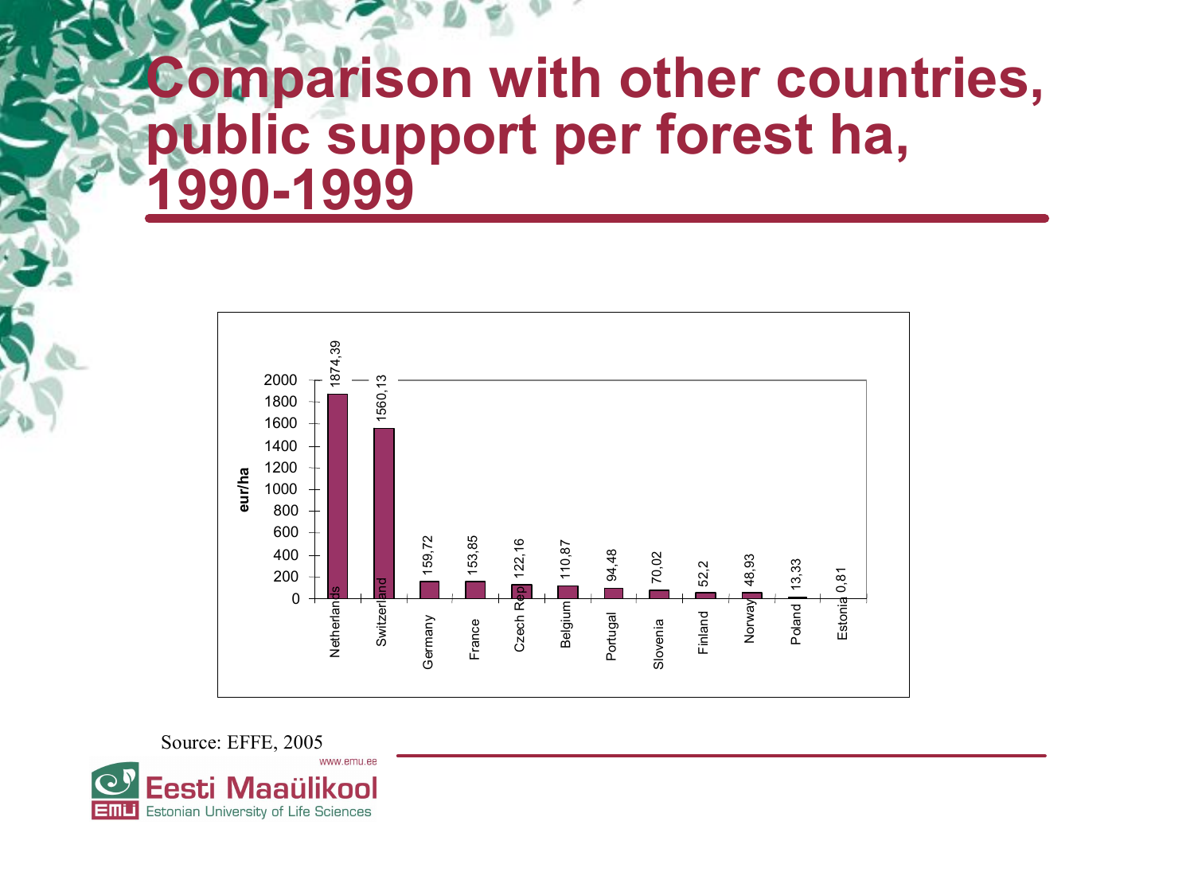# Comparison with other countries, public support per forest ha, 1990-1999

| Country | eur/ha |
|---|---|
| Netherlands | 1874,39 |
| Switzerland | 1560,13 |
| Germany | 159,72 |
| France | 153,85 |
| Czech Rep | 122,16 |
| Belgium | 110,87 |
| Portugal | 94,48 |
| Slovenia | 70,02 |
| Finland | 52,2 |
| Norway | 48,93 |
| Poland | 13,33 |
| Estonia | 0,81 |

Source: EFFE, 2005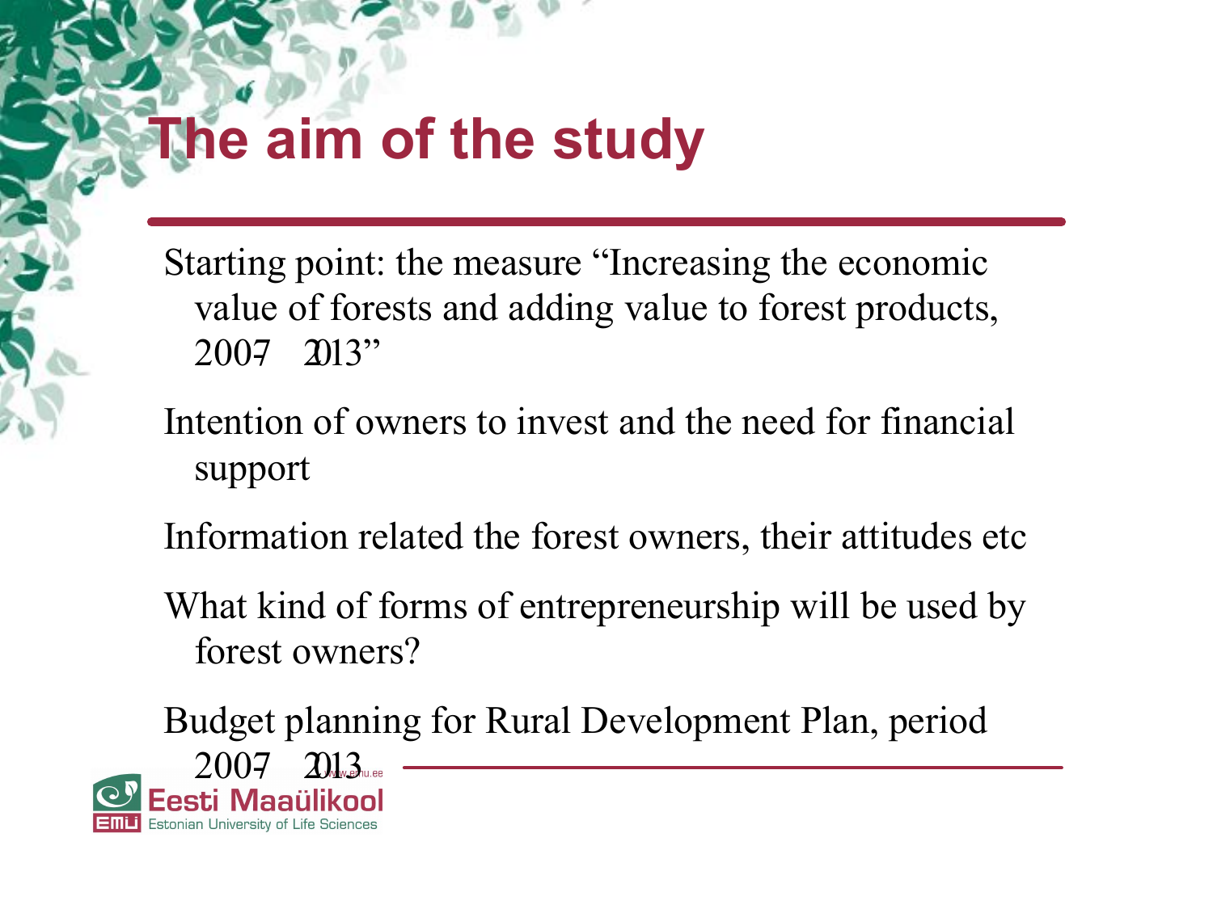# The aim of the study

- Starting point: the measure “Increasing the economic value of forests and adding value to forest products, 2007–2013”
- Intention of owners to invest and the need for financial support
- Information related the forest owners, their attitudes etc
- What kind of forms of entrepreneurship will be used by forest owners?
- Budget planning for Rural Development Plan, period 2007–2013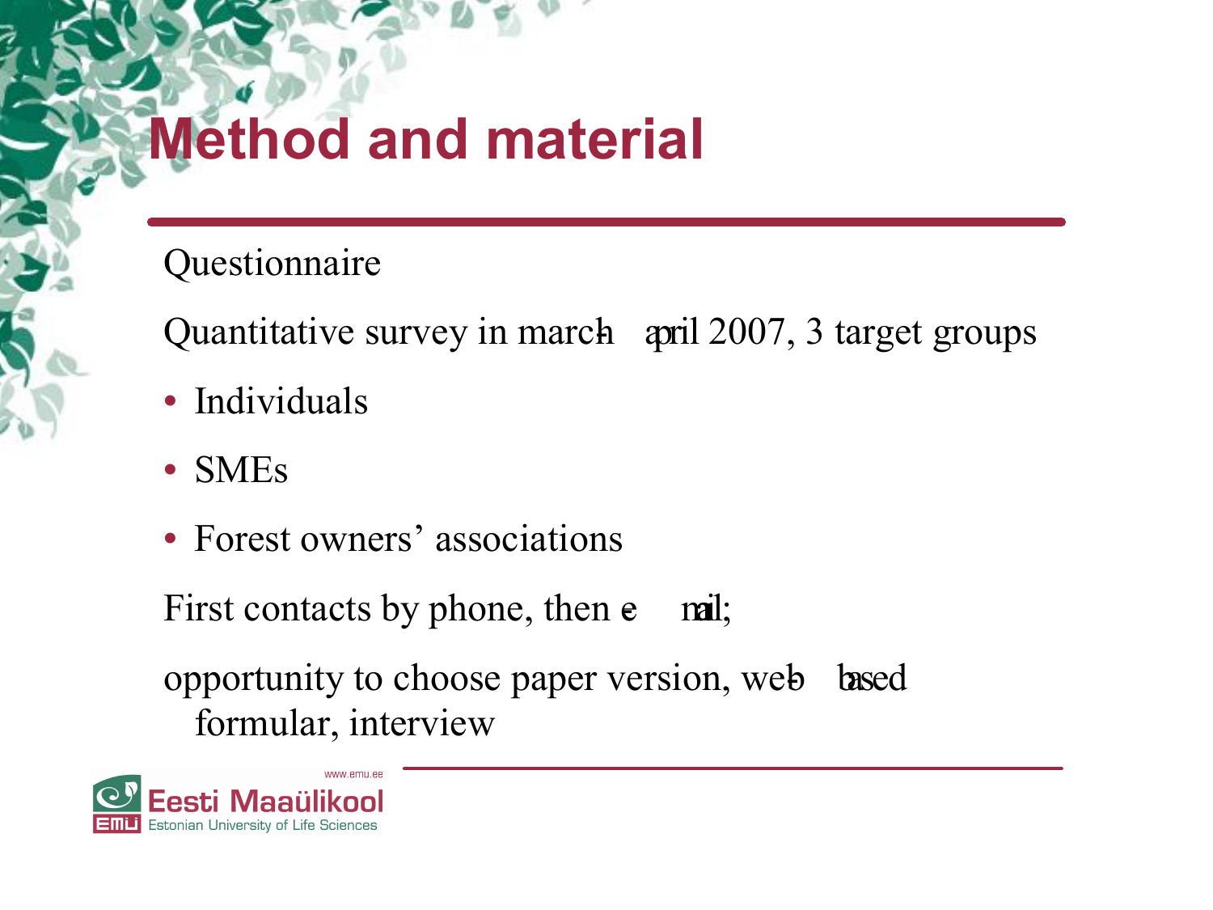# Method and material

Questionnaire

Quantitative survey in march-april 2007, 3 target groups

- Individuals
- SMEs
- Forest owners' associations

First contacts by phone, then e-mail;

opportunity to choose paper version, web-based formular, interview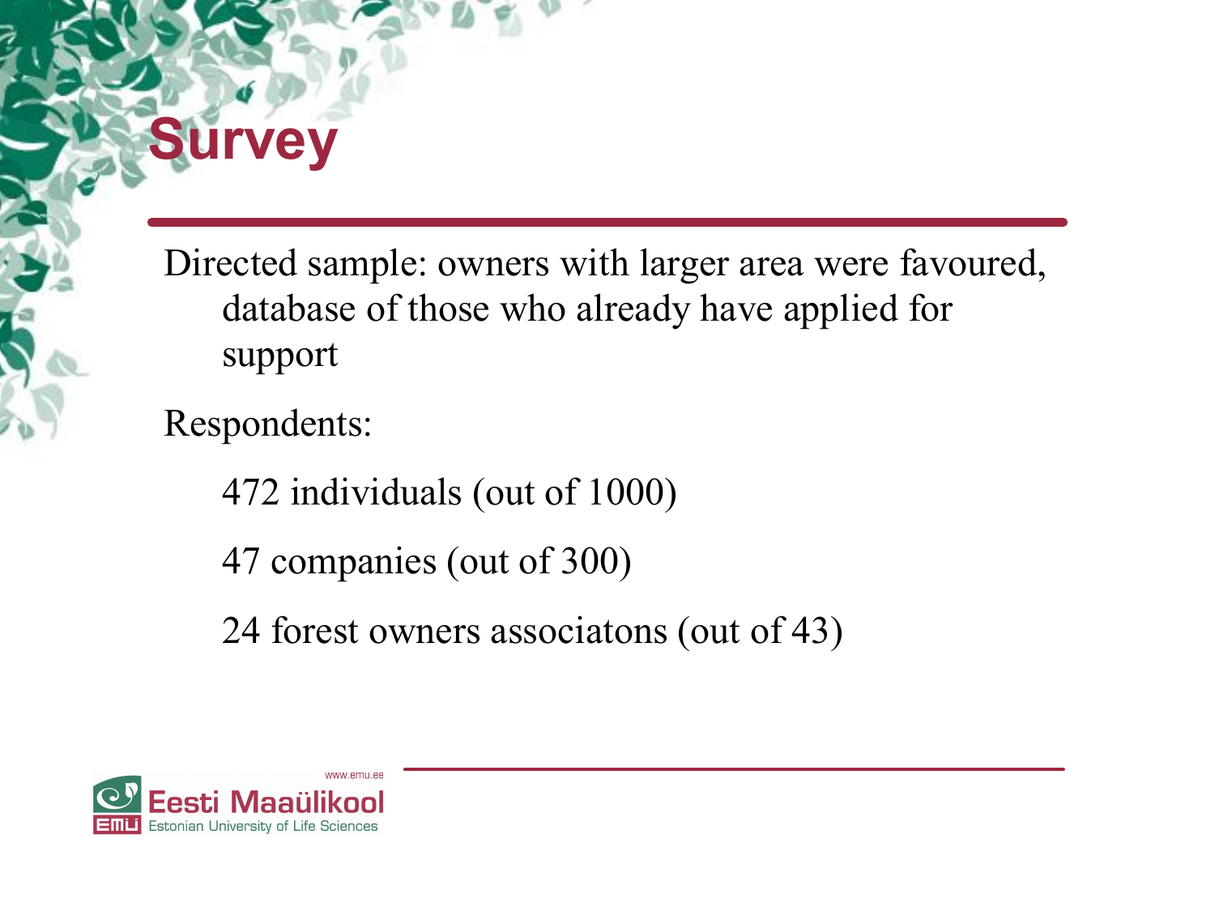# Survey

Directed sample: owners with larger area were favoured, database of those who already have applied for support

Respondents:

- 472 individuals (out of 1000)
- 47 companies (out of 300)
- 24 forest owners associatons (out of 43)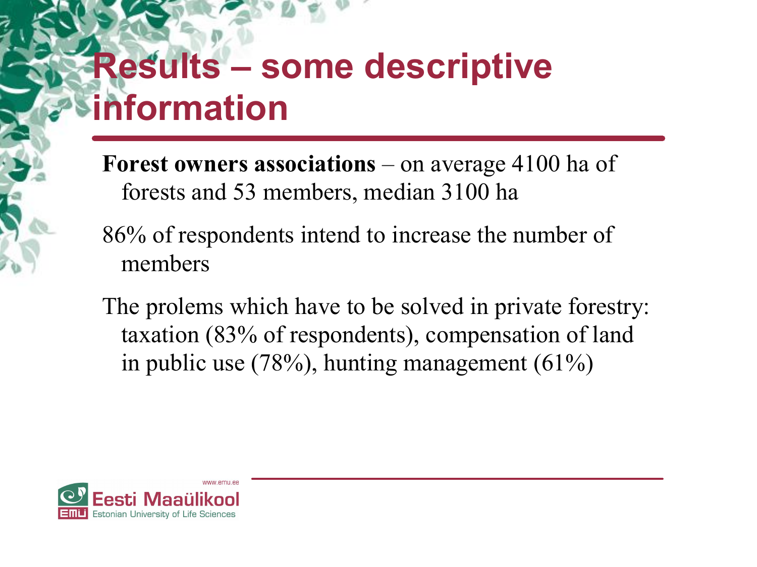# Results – some descriptive information

**Forest owners associations** – on average 4100 ha of forests and 53 members, median 3100 ha

86% of respondents intend to increase the number of members

The prolems which have to be solved in private forestry: taxation (83% of respondents), compensation of land in public use (78%), hunting management (61%)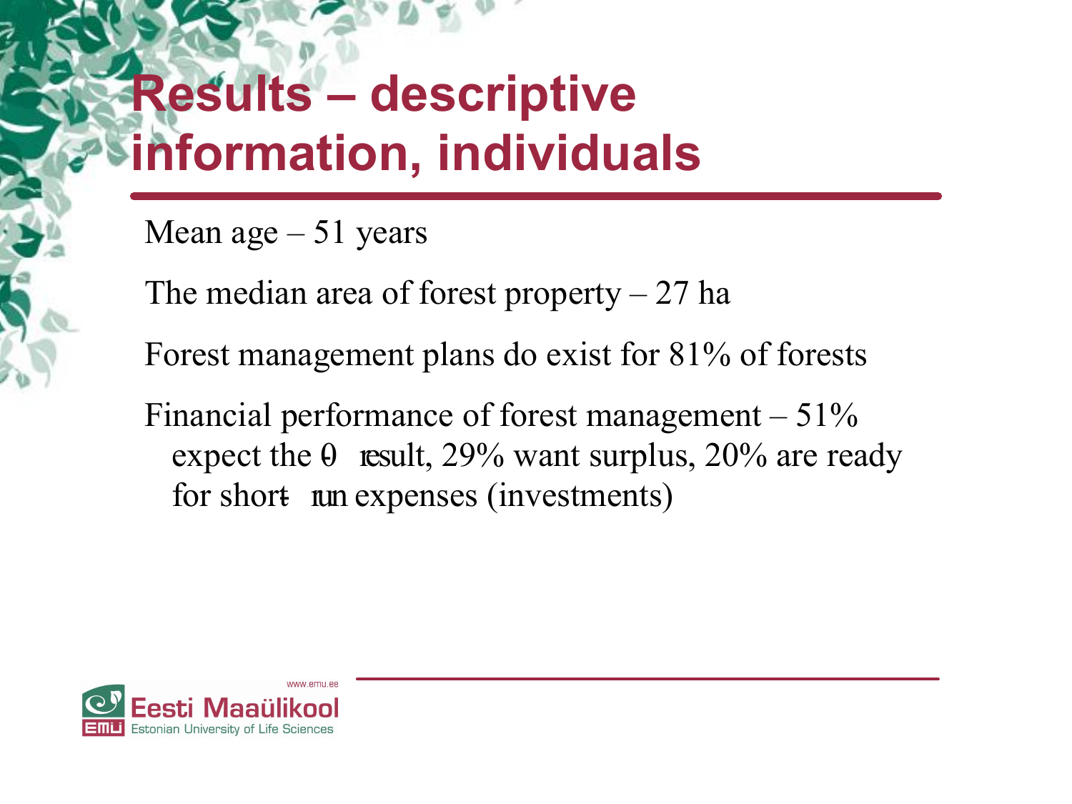# Results – descriptive information, individuals

Mean age – 51 years

The median area of forest property – 27 ha

Forest management plans do exist for 81% of forests

Financial performance of forest management – 51% expect the 0 result, 29% want surplus, 20% are ready for short-run expenses (investments)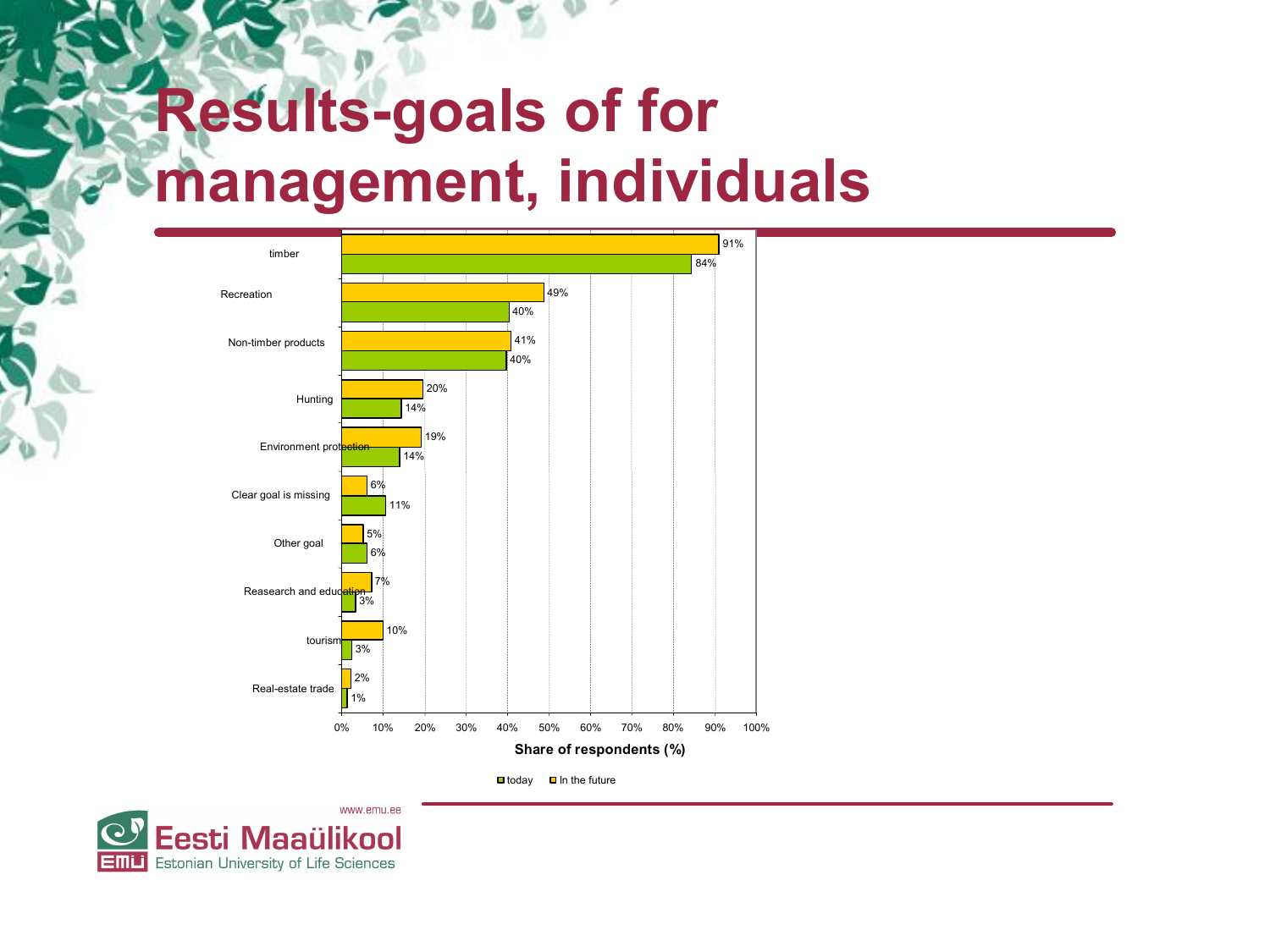# Results-goals of for management, individuals

| Goal | today | In the future |
|---|---|---|
| timber | 84% | 91% |
| Recreation | 40% | 49% |
| Non-timber products | 40% | 41% |
| Hunting | 14% | 20% |
| Environment protection | 14% | 19% |
| Clear goal is missing | 11% | 6% |
| Other goal | 6% | 5% |
| Reasearch and education | 3% | 7% |
| tourism | 3% | 10% |
| Real-estate trade | 1% | 2% |

Share of respondents (%)

■ today ■ In the future

www.emu.ee

Eesti Maaülikool
Estonian University of Life Sciences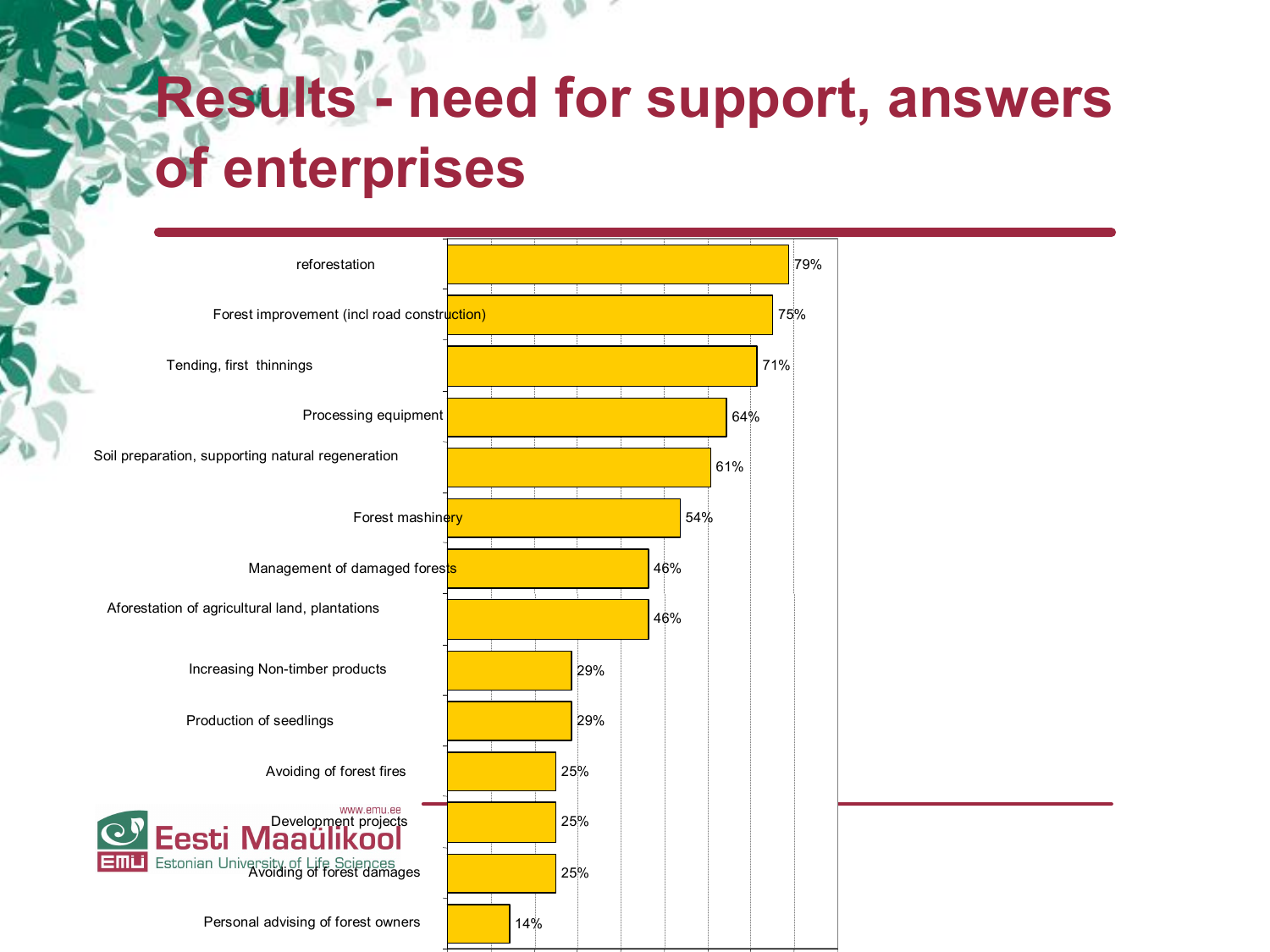# Results - need for support, answers of enterprises

| Category | Share |
|---|---|
| reforestation | 79% |
| Forest improvement (incl road construction) | 75% |
| Tending, first thinnings | 71% |
| Processing equipment | 64% |
| Soil preparation, supporting natural regeneration | 61% |
| Forest mashinery | 54% |
| Management of damaged forests | 46% |
| Aforestation of agricultural land, plantations | 46% |
| Increasing Non-timber products | 29% |
| Production of seedlings | 29% |
| Avoiding of forest fires | 25% |
| Development projects | 25% |
| Avoiding of forest damages | 25% |
| Personal advising of forest owners | 14% |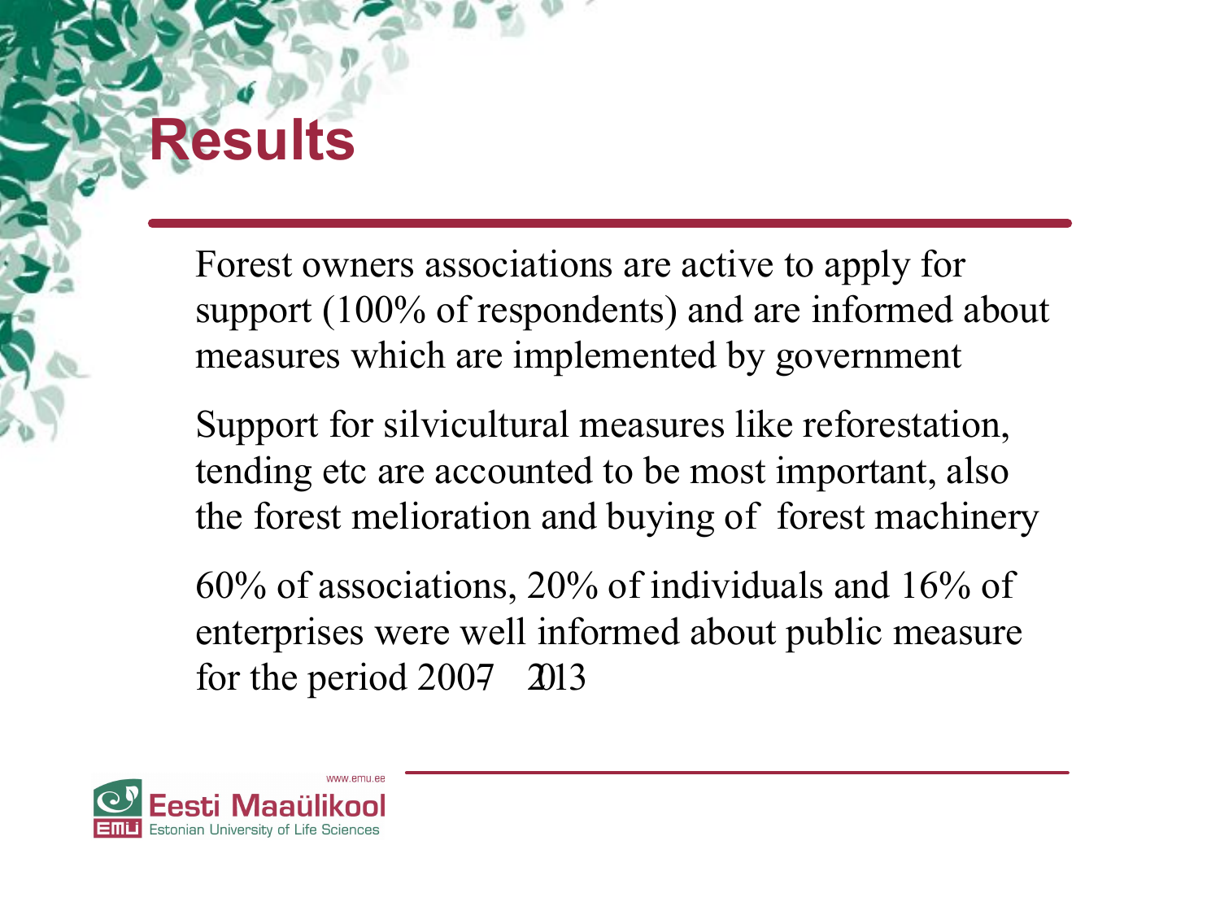# Results

Forest owners associations are active to apply for support (100% of respondents) and are informed about measures which are implemented by government

Support for silvicultural measures like reforestation, tending etc are accounted to be most important, also the forest melioration and buying of forest machinery

60% of associations, 20% of individuals and 16% of enterprises were well informed about public measure for the period 2007–2013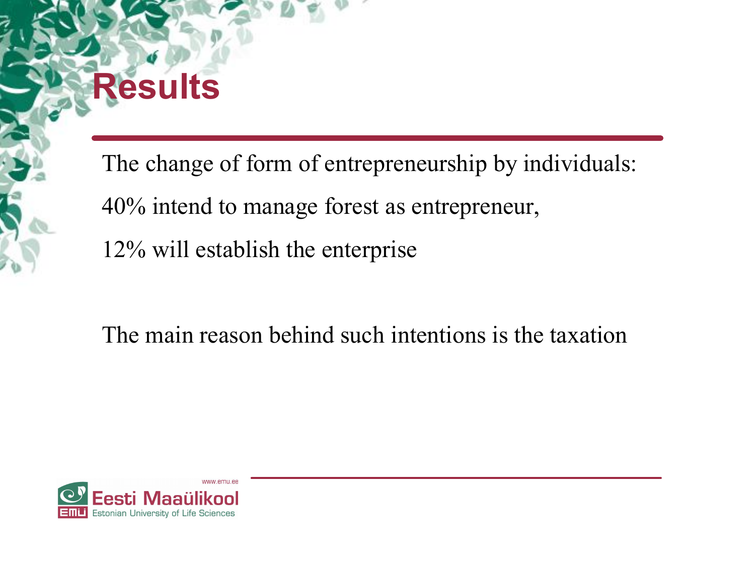# Results

The change of form of entrepreneurship by individuals:

40% intend to manage forest as entrepreneur,

12% will establish the enterprise

The main reason behind such intentions is the taxation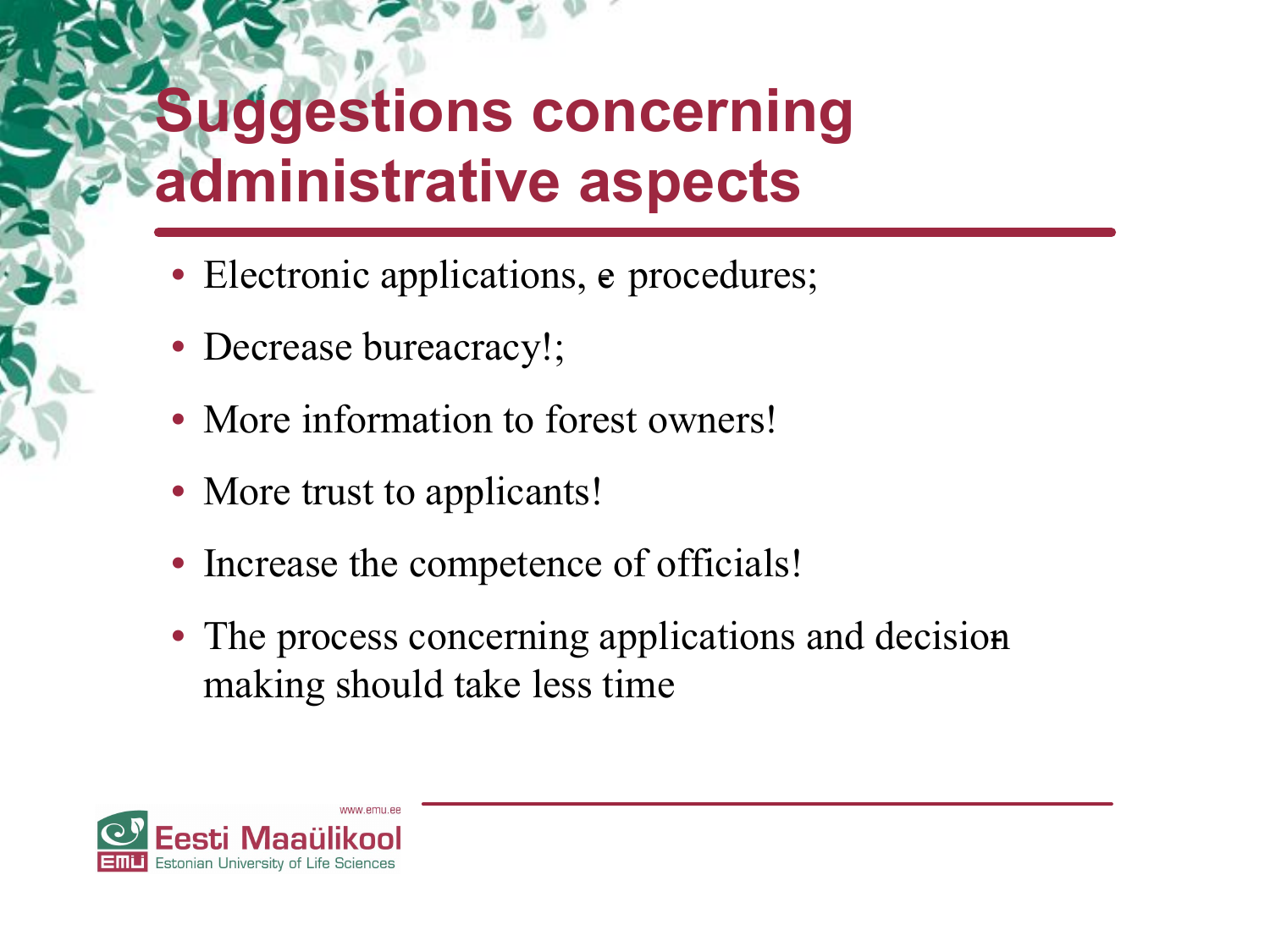# Suggestions concerning administrative aspects

- Electronic applications, e procedures;
- Decrease bureacracy!;
- More information to forest owners!
- More trust to applicants!
- Increase the competence of officials!
- The process concerning applications and decision making should take less time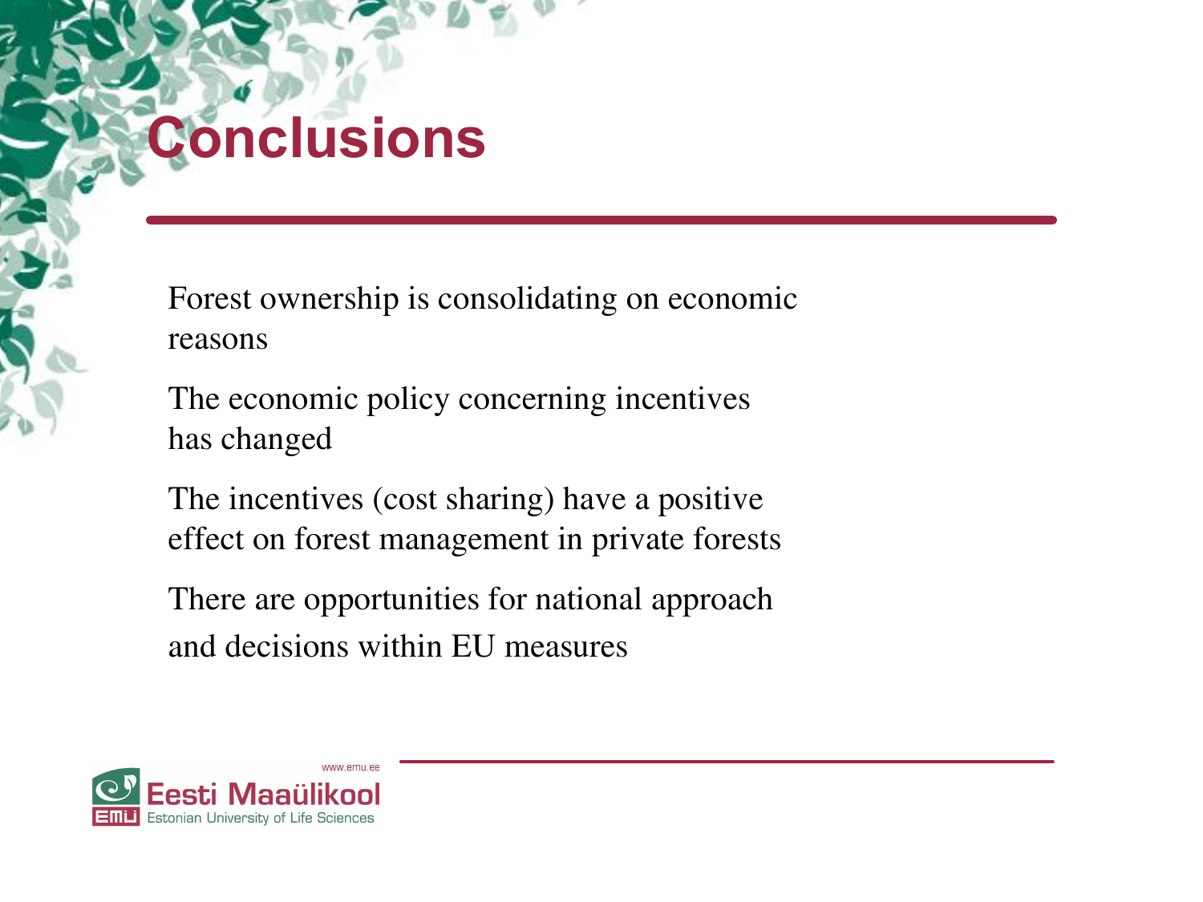# Conclusions

Forest ownership is consolidating on economic reasons

The economic policy concerning incentives has changed

The incentives (cost sharing) have a positive effect on forest management in private forests

There are opportunities for national approach and decisions within EU measures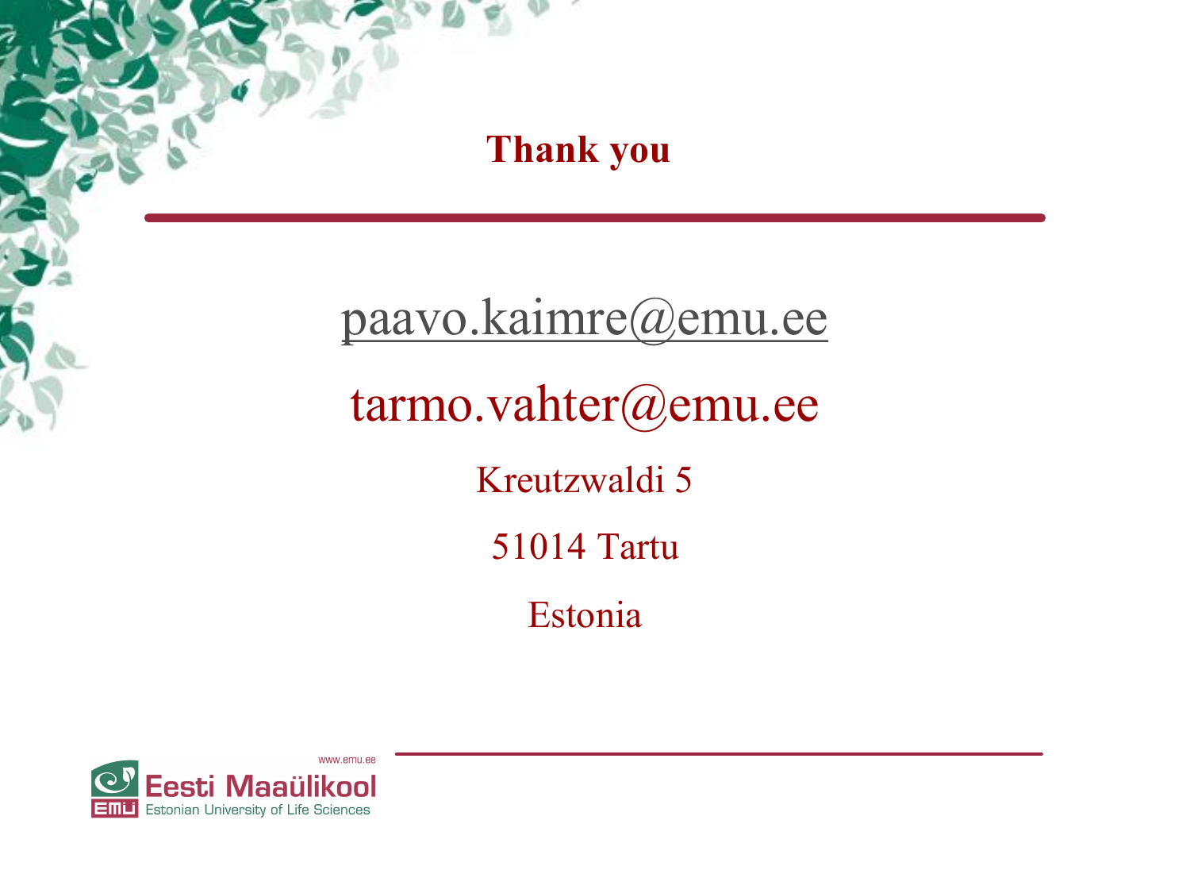# Thank you

paavo.kaimre@emu.ee

tarmo.vahter@emu.ee

Kreutzwaldi 5

51014 Tartu

Estonia

www.emu.ee

Eesti Maaülikool

Estonian University of Life Sciences